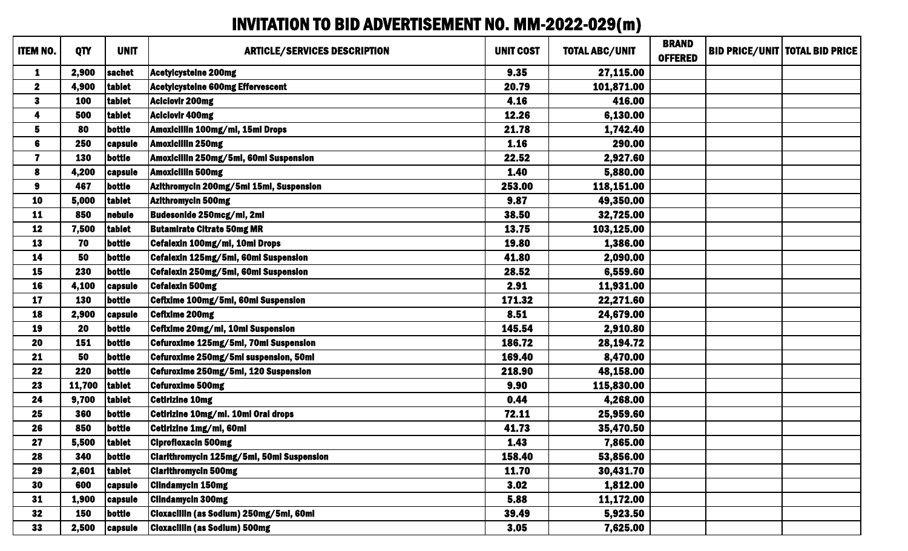# INVITATION TO BID ADVERTISEMENT NO. MM-2022-029(m)

| ITEM NO. | QTY | UNIT | ARTICLE/SERVICES DESCRIPTION | UNIT COST | TOTAL ABC/UNIT | BRAND OFFERED | BID PRICE/UNIT | TOTAL BID PRICE |
|---|---|---|---|---|---|---|---|---|
| 1 | 2,900 | sachet | Acetylcysteine 200mg | 9.35 | 27,115.00 | | | |
| 2 | 4,900 | tablet | Acetylcysteine 600mg Effervescent | 20.79 | 101,871.00 | | | |
| 3 | 100 | tablet | Aciclovir 200mg | 4.16 | 416.00 | | | |
| 4 | 500 | tablet | Aciclovir 400mg | 12.26 | 6,130.00 | | | |
| 5 | 80 | bottle | Amoxicillin 100mg/ml, 15ml Drops | 21.78 | 1,742.40 | | | |
| 6 | 250 | capsule | Amoxicillin 250mg | 1.16 | 290.00 | | | |
| 7 | 130 | bottle | Amoxicillin 250mg/5ml, 60ml Suspension | 22.52 | 2,927.60 | | | |
| 8 | 4,200 | capsule | Amoxicillin 500mg | 1.40 | 5,880.00 | | | |
| 9 | 467 | bottle | Azithromycin 200mg/5ml 15ml, Suspension | 253.00 | 118,151.00 | | | |
| 10 | 5,000 | tablet | Azithromycin 500mg | 9.87 | 49,350.00 | | | |
| 11 | 850 | nebule | Budesonide 250mcg/ml, 2ml | 38.50 | 32,725.00 | | | |
| 12 | 7,500 | tablet | Butamirate Citrate 50mg MR | 13.75 | 103,125.00 | | | |
| 13 | 70 | bottle | Cefalexin 100mg/ml, 10ml Drops | 19.80 | 1,386.00 | | | |
| 14 | 50 | bottle | Cefalexin 125mg/5ml, 60ml Suspension | 41.80 | 2,090.00 | | | |
| 15 | 230 | bottle | Cefalexin 250mg/5ml, 60ml Suspension | 28.52 | 6,559.60 | | | |
| 16 | 4,100 | capsule | Cefalexin 500mg | 2.91 | 11,931.00 | | | |
| 17 | 130 | bottle | Cefixime 100mg/5ml, 60ml Suspension | 171.32 | 22,271.60 | | | |
| 18 | 2,900 | capsule | Cefixime 200mg | 8.51 | 24,679.00 | | | |
| 19 | 20 | bottle | Cefixime 20mg/ml, 10ml Suspension | 145.54 | 2,910.80 | | | |
| 20 | 151 | bottle | Cefuroxime 125mg/5ml, 70ml Suspension | 186.72 | 28,194.72 | | | |
| 21 | 50 | bottle | Cefuroxime 250mg/5ml suspension, 50ml | 169.40 | 8,470.00 | | | |
| 22 | 220 | bottle | Cefuroxime 250mg/5ml, 120 Suspension | 218.90 | 48,158.00 | | | |
| 23 | 11,700 | tablet | Cefuroxime 500mg | 9.90 | 115,830.00 | | | |
| 24 | 9,700 | tablet | Cetirizine 10mg | 0.44 | 4,268.00 | | | |
| 25 | 360 | bottle | Cetirizine 10mg/ml. 10ml Oral drops | 72.11 | 25,959.60 | | | |
| 26 | 850 | bottle | Cetirizine 1mg/ml, 60ml | 41.73 | 35,470.50 | | | |
| 27 | 5,500 | tablet | Ciprofloxacin 500mg | 1.43 | 7,865.00 | | | |
| 28 | 340 | bottle | Clarithromycin 125mg/5ml, 50ml Suspension | 158.40 | 53,856.00 | | | |
| 29 | 2,601 | tablet | Clarithromycin 500mg | 11.70 | 30,431.70 | | | |
| 30 | 600 | capsule | Clindamycin 150mg | 3.02 | 1,812.00 | | | |
| 31 | 1,900 | capsule | Clindamycin 300mg | 5.88 | 11,172.00 | | | |
| 32 | 150 | bottle | Cloxacillin (as Sodium) 250mg/5ml, 60ml | 39.49 | 5,923.50 | | | |
| 33 | 2,500 | capsule | Cloxacillin (as Sodium) 500mg | 3.05 | 7,625.00 | | | |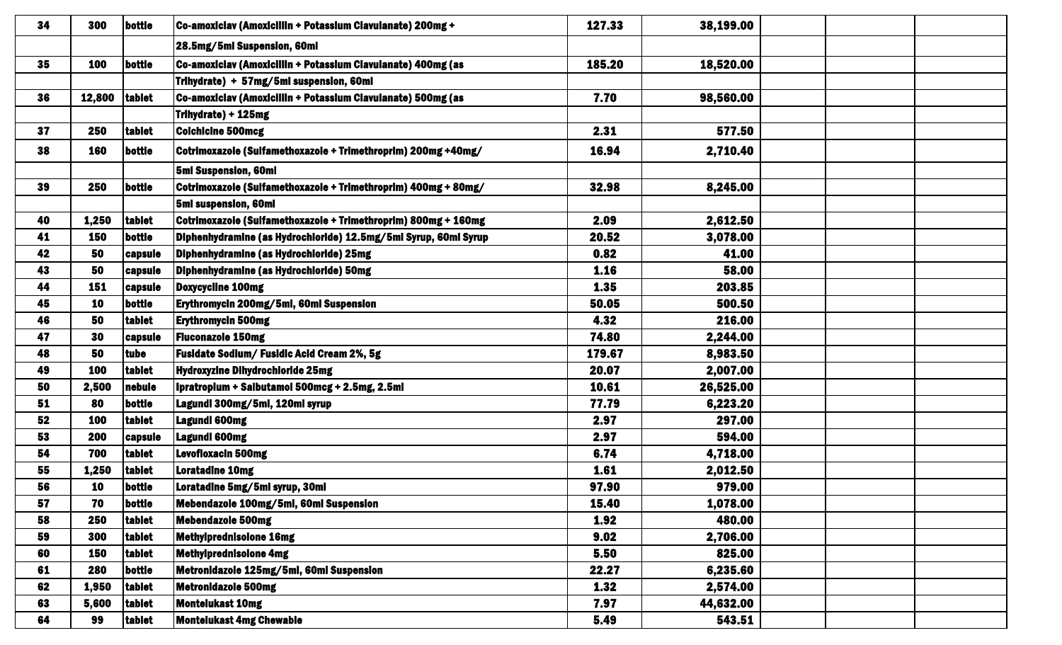| 34 | 300 | bottle | Co-amoxiclav (Amoxicillin + Potassium Clavulanate) 200mg + 28.5mg/5ml Suspension, 60ml | 127.33 | 38,199.00 | | | |
|---|---|---|---|---|---|---|---|---|
| 35 | 100 | bottle | Co-amoxiclav (Amoxicillin + Potassium Clavulanate) 400mg (as Trihydrate) + 57mg/5ml suspension, 60ml | 185.20 | 18,520.00 | | | |
| 36 | 12,800 | tablet | Co-amoxiclav (Amoxicillin + Potassium Clavulanate) 500mg (as Trihydrate) + 125mg | 7.70 | 98,560.00 | | | |
| 37 | 250 | tablet | Colchicine 500mcg | 2.31 | 577.50 | | | |
| 38 | 160 | bottle | Cotrimoxazole (Sulfamethoxazole + Trimethroprim) 200mg +40mg/ 5ml Suspension, 60ml | 16.94 | 2,710.40 | | | |
| 39 | 250 | bottle | Cotrimoxazole (Sulfamethoxazole + Trimethroprim) 400mg + 80mg/ 5ml suspension, 60ml | 32.98 | 8,245.00 | | | |
| 40 | 1,250 | tablet | Cotrimoxazole (Sulfamethoxazole + Trimethroprim) 800mg + 160mg | 2.09 | 2,612.50 | | | |
| 41 | 150 | bottle | Diphenhydramine (as Hydrochloride) 12.5mg/5ml Syrup, 60ml Syrup | 20.52 | 3,078.00 | | | |
| 42 | 50 | capsule | Diphenhydramine (as Hydrochloride) 25mg | 0.82 | 41.00 | | | |
| 43 | 50 | capsule | Diphenhydramine (as Hydrochloride) 50mg | 1.16 | 58.00 | | | |
| 44 | 151 | capsule | Doxycycline 100mg | 1.35 | 203.85 | | | |
| 45 | 10 | bottle | Erythromycin 200mg/5ml, 60ml Suspension | 50.05 | 500.50 | | | |
| 46 | 50 | tablet | Erythromycin 500mg | 4.32 | 216.00 | | | |
| 47 | 30 | capsule | Fluconazole 150mg | 74.80 | 2,244.00 | | | |
| 48 | 50 | tube | Fusidate Sodium/ Fusidic Acid Cream 2%, 5g | 179.67 | 8,983.50 | | | |
| 49 | 100 | tablet | Hydroxyzine Dihydrochloride 25mg | 20.07 | 2,007.00 | | | |
| 50 | 2,500 | nebule | Ipratropium + Salbutamol 500mcg + 2.5mg, 2.5ml | 10.61 | 26,525.00 | | | |
| 51 | 80 | bottle | Lagundi 300mg/5ml, 120ml syrup | 77.79 | 6,223.20 | | | |
| 52 | 100 | tablet | Lagundi 600mg | 2.97 | 297.00 | | | |
| 53 | 200 | capsule | Lagundi 600mg | 2.97 | 594.00 | | | |
| 54 | 700 | tablet | Levofloxacin 500mg | 6.74 | 4,718.00 | | | |
| 55 | 1,250 | tablet | Loratadine 10mg | 1.61 | 2,012.50 | | | |
| 56 | 10 | bottle | Loratadine 5mg/5ml syrup, 30ml | 97.90 | 979.00 | | | |
| 57 | 70 | bottle | Mebendazole 100mg/5ml, 60ml Suspension | 15.40 | 1,078.00 | | | |
| 58 | 250 | tablet | Mebendazole 500mg | 1.92 | 480.00 | | | |
| 59 | 300 | tablet | Methylprednisolone 16mg | 9.02 | 2,706.00 | | | |
| 60 | 150 | tablet | Methylprednisolone 4mg | 5.50 | 825.00 | | | |
| 61 | 280 | bottle | Metronidazole 125mg/5ml, 60ml Suspension | 22.27 | 6,235.60 | | | |
| 62 | 1,950 | tablet | Metronidazole 500mg | 1.32 | 2,574.00 | | | |
| 63 | 5,600 | tablet | Montelukast 10mg | 7.97 | 44,632.00 | | | |
| 64 | 99 | tablet | Montelukast 4mg Chewable | 5.49 | 543.51 | | | |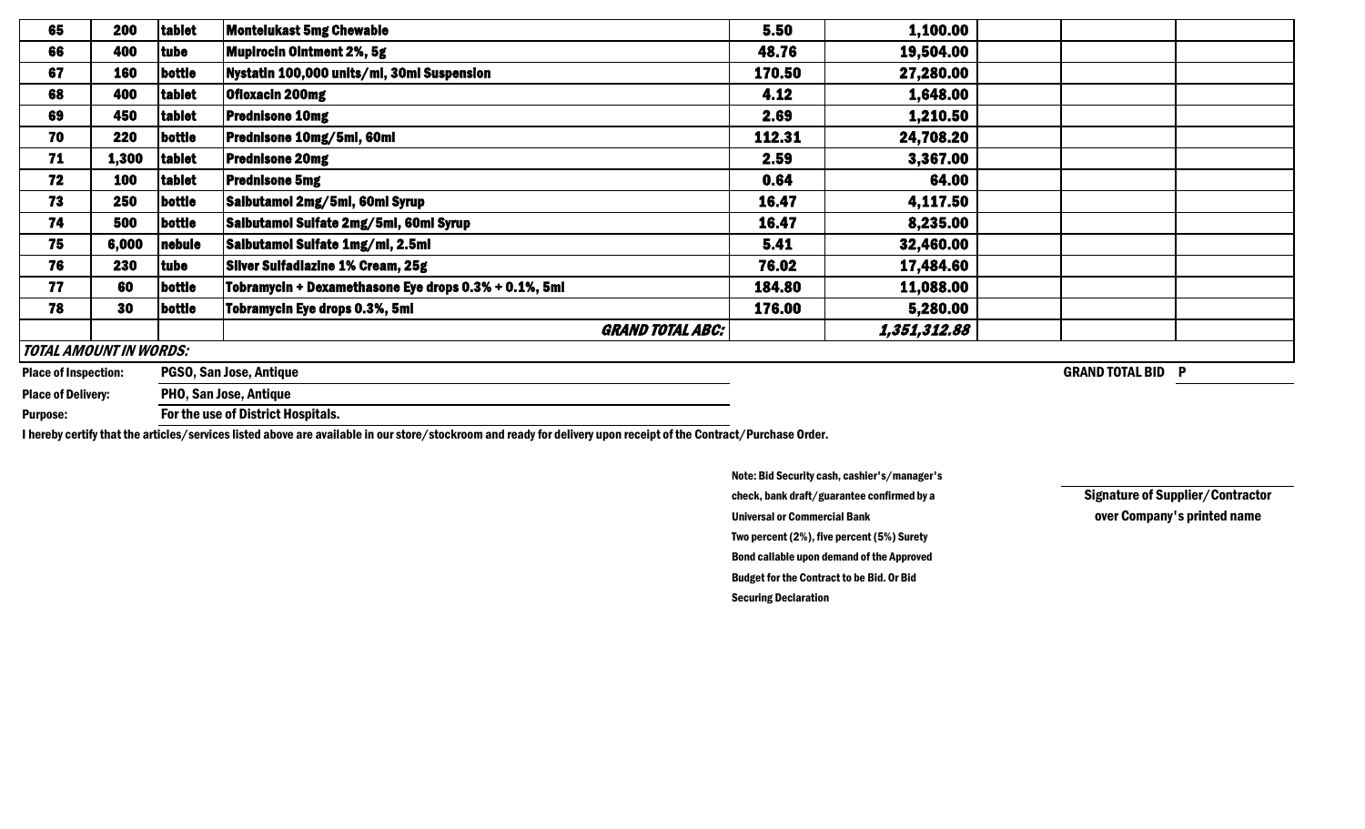| | | | | | | | |
|---|---|---|---|---|---|---|---|
| 65 | 200 | tablet | Montelukast 5mg Chewable | 5.50 | 1,100.00 | | |
| 66 | 400 | tube | Mupirocin Ointment 2%, 5g | 48.76 | 19,504.00 | | |
| 67 | 160 | bottle | Nystatin 100,000 units/ml, 30ml Suspension | 170.50 | 27,280.00 | | |
| 68 | 400 | tablet | Ofloxacin 200mg | 4.12 | 1,648.00 | | |
| 69 | 450 | tablet | Prednisone 10mg | 2.69 | 1,210.50 | | |
| 70 | 220 | bottle | Prednisone 10mg/5ml, 60ml | 112.31 | 24,708.20 | | |
| 71 | 1,300 | tablet | Prednisone 20mg | 2.59 | 3,367.00 | | |
| 72 | 100 | tablet | Prednisone 5mg | 0.64 | 64.00 | | |
| 73 | 250 | bottle | Salbutamol 2mg/5ml, 60ml Syrup | 16.47 | 4,117.50 | | |
| 74 | 500 | bottle | Salbutamol Sulfate 2mg/5ml, 60ml Syrup | 16.47 | 8,235.00 | | |
| 75 | 6,000 | nebule | Salbutamol Sulfate 1mg/ml, 2.5ml | 5.41 | 32,460.00 | | |
| 76 | 230 | tube | Silver Sulfadiazine 1% Cream, 25g | 76.02 | 17,484.60 | | |
| 77 | 60 | bottle | Tobramycin + Dexamethasone Eye drops 0.3% + 0.1%, 5ml | 184.80 | 11,088.00 | | |
| 78 | 30 | bottle | Tobramycin Eye drops 0.3%, 5ml | 176.00 | 5,280.00 | | |
| | | | *GRAND TOTAL ABC:* | | *1,351,312.88* | | |

*TOTAL AMOUNT IN WORDS:*

**Place of Inspection:** PGSO, San Jose, Antique

**GRAND TOTAL BID** P

**Place of Delivery:** PHO, San Jose, Antique

**Purpose:** For the use of District Hospitals.

I hereby certify that the articles/services listed above are available in our store/stockroom and ready for delivery upon receipt of the Contract/Purchase Order.

Note: Bid Security cash, cashier's/manager's check, bank draft/guarantee confirmed by a Universal or Commercial Bank Two percent (2%), five percent (5%) Surety Bond callable upon demand of the Approved Budget for the Contract to be Bid. Or Bid Securing Declaration

Signature of Supplier/Contractor over Company's printed name